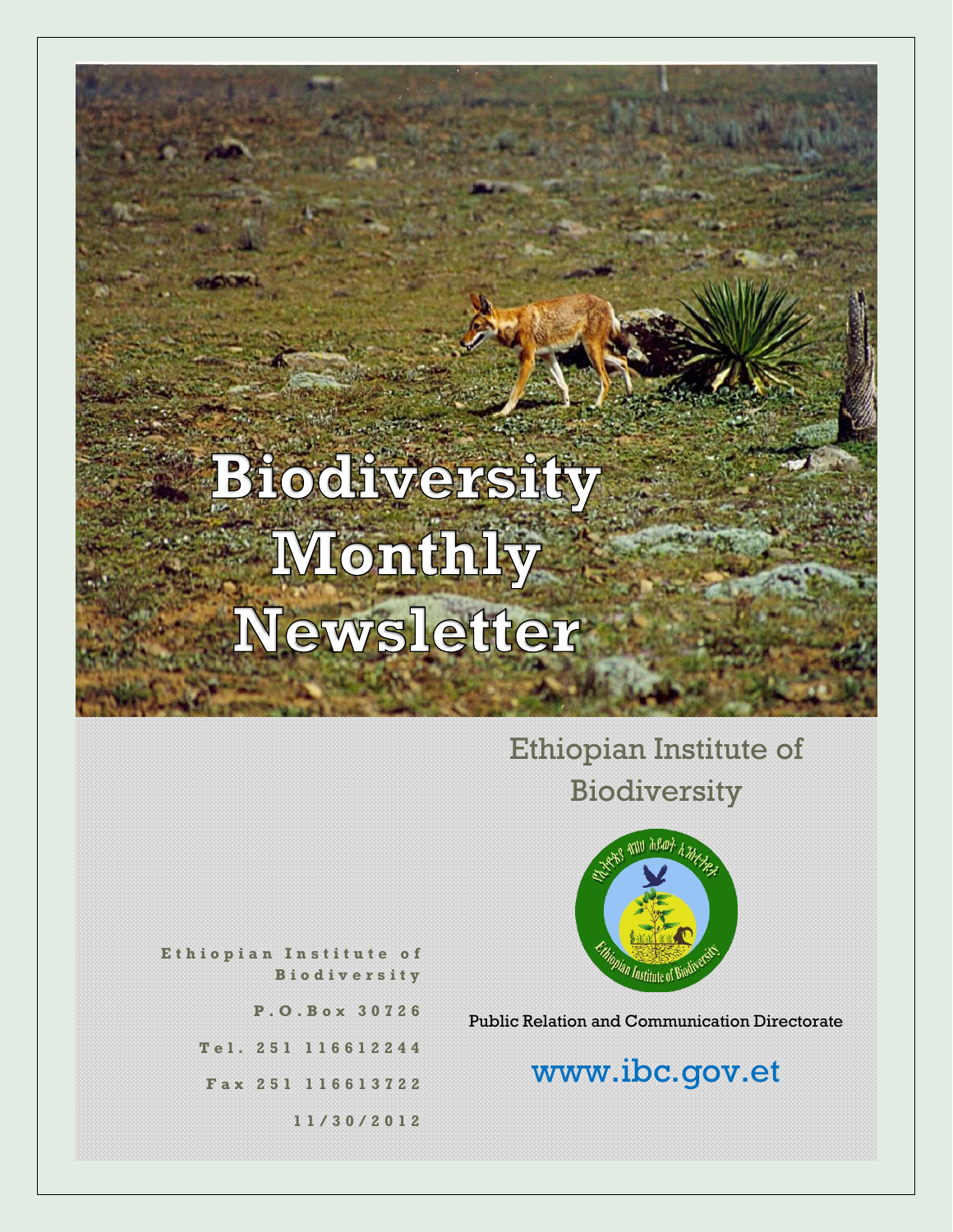# Biodiversity Monthly Newsletter

Ethiopian Institute of Biodiversity

Public Relation and Communication Directorate

www.ibc.gov.et

Ethiopian Institute of Biodiversity

P.O.Box 30726

Tel. 251 116612244

Fax 251 116613722

11/30/2012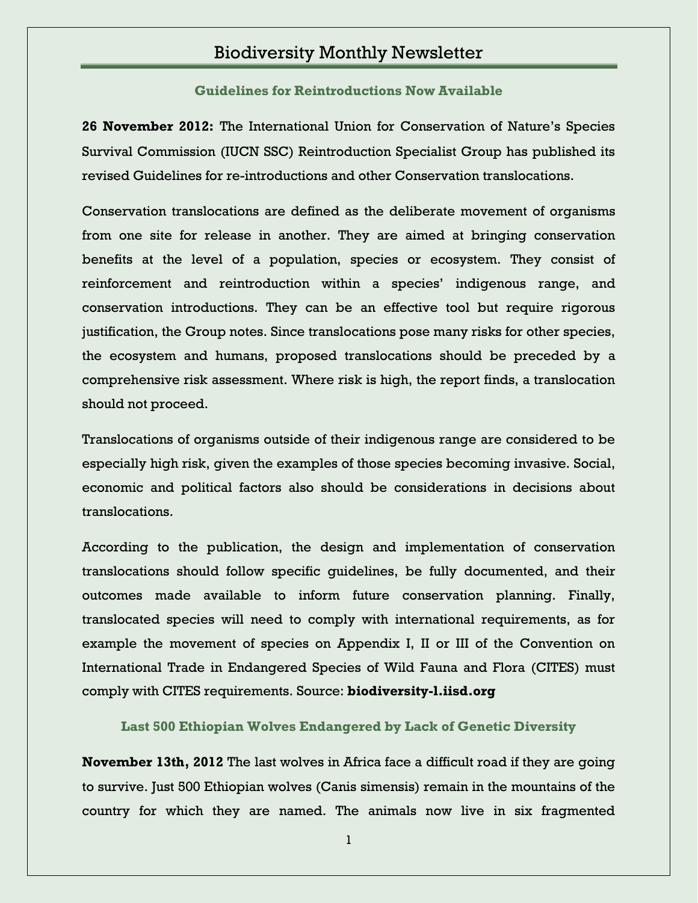# Biodiversity Monthly Newsletter

## Guidelines for Reintroductions Now Available

**26 November 2012:** The International Union for Conservation of Nature's Species Survival Commission (IUCN SSC) Reintroduction Specialist Group has published its revised Guidelines for re-introductions and other Conservation translocations.

Conservation translocations are defined as the deliberate movement of organisms from one site for release in another. They are aimed at bringing conservation benefits at the level of a population, species or ecosystem. They consist of reinforcement and reintroduction within a species' indigenous range, and conservation introductions. They can be an effective tool but require rigorous justification, the Group notes. Since translocations pose many risks for other species, the ecosystem and humans, proposed translocations should be preceded by a comprehensive risk assessment. Where risk is high, the report finds, a translocation should not proceed.

Translocations of organisms outside of their indigenous range are considered to be especially high risk, given the examples of those species becoming invasive. Social, economic and political factors also should be considerations in decisions about translocations.

According to the publication, the design and implementation of conservation translocations should follow specific guidelines, be fully documented, and their outcomes made available to inform future conservation planning. Finally, translocated species will need to comply with international requirements, as for example the movement of species on Appendix I, II or III of the Convention on International Trade in Endangered Species of Wild Fauna and Flora (CITES) must comply with CITES requirements. Source: **biodiversity-l.iisd.org**

## Last 500 Ethiopian Wolves Endangered by Lack of Genetic Diversity

**November 13th, 2012** The last wolves in Africa face a difficult road if they are going to survive. Just 500 Ethiopian wolves (Canis simensis) remain in the mountains of the country for which they are named. The animals now live in six fragmented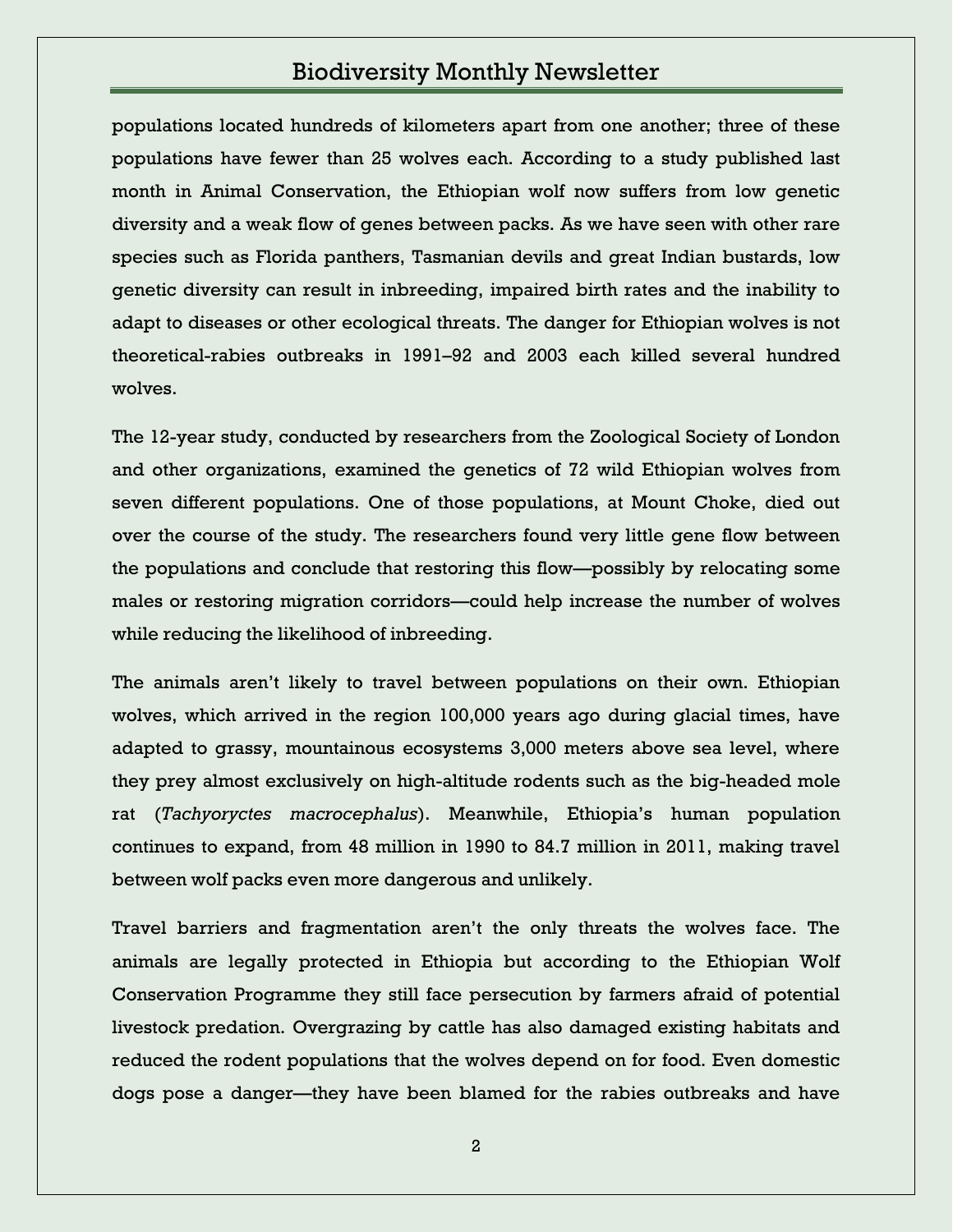populations located hundreds of kilometers apart from one another; three of these populations have fewer than 25 wolves each. According to a study published last month in Animal Conservation, the Ethiopian wolf now suffers from low genetic diversity and a weak flow of genes between packs. As we have seen with other rare species such as Florida panthers, Tasmanian devils and great Indian bustards, low genetic diversity can result in inbreeding, impaired birth rates and the inability to adapt to diseases or other ecological threats. The danger for Ethiopian wolves is not theoretical-rabies outbreaks in 1991–92 and 2003 each killed several hundred wolves.

The 12-year study, conducted by researchers from the Zoological Society of London and other organizations, examined the genetics of 72 wild Ethiopian wolves from seven different populations. One of those populations, at Mount Choke, died out over the course of the study. The researchers found very little gene flow between the populations and conclude that restoring this flow—possibly by relocating some males or restoring migration corridors—could help increase the number of wolves while reducing the likelihood of inbreeding.

The animals aren't likely to travel between populations on their own. Ethiopian wolves, which arrived in the region 100,000 years ago during glacial times, have adapted to grassy, mountainous ecosystems 3,000 meters above sea level, where they prey almost exclusively on high-altitude rodents such as the big-headed mole rat (*Tachyoryctes macrocephalus*). Meanwhile, Ethiopia's human population continues to expand, from 48 million in 1990 to 84.7 million in 2011, making travel between wolf packs even more dangerous and unlikely.

Travel barriers and fragmentation aren't the only threats the wolves face. The animals are legally protected in Ethiopia but according to the Ethiopian Wolf Conservation Programme they still face persecution by farmers afraid of potential livestock predation. Overgrazing by cattle has also damaged existing habitats and reduced the rodent populations that the wolves depend on for food. Even domestic dogs pose a danger—they have been blamed for the rabies outbreaks and have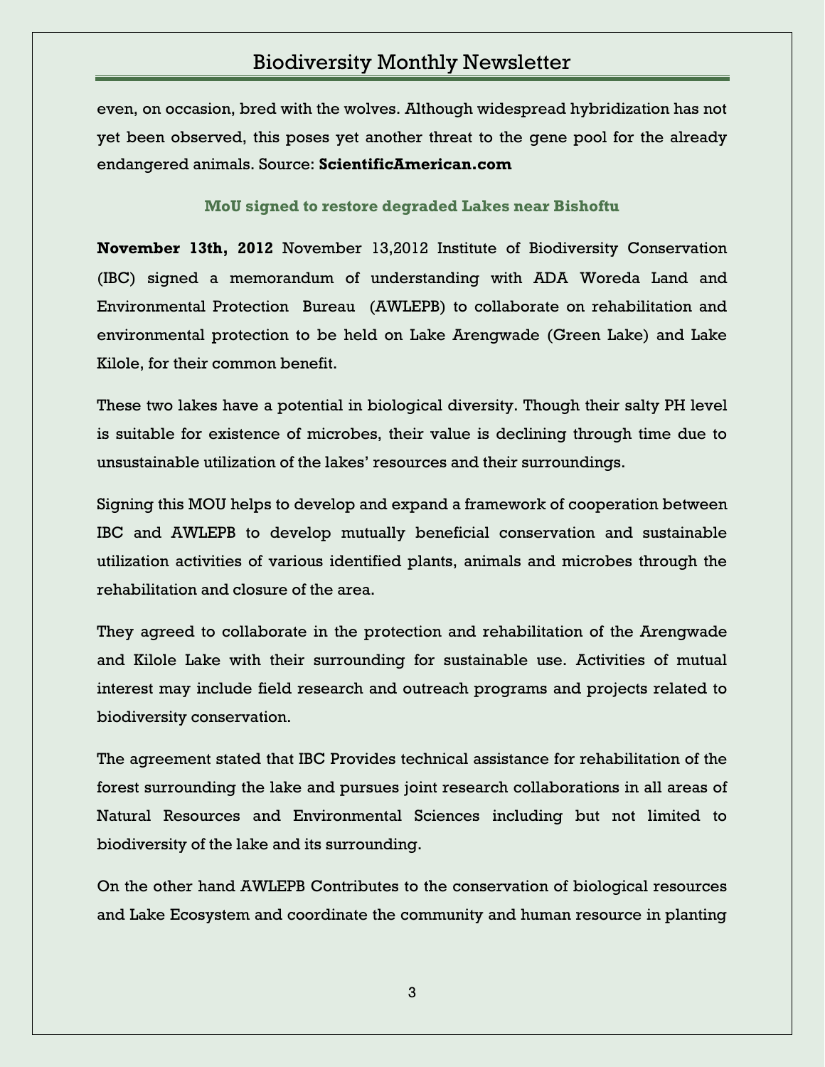even, on occasion, bred with the wolves. Although widespread hybridization has not yet been observed, this poses yet another threat to the gene pool for the already endangered animals. Source: **ScientificAmerican.com**

### MoU signed to restore degraded Lakes near Bishoftu

**November 13th, 2012** November 13,2012 Institute of Biodiversity Conservation (IBC) signed a memorandum of understanding with ADA Woreda Land and Environmental Protection Bureau (AWLEPB) to collaborate on rehabilitation and environmental protection to be held on Lake Arengwade (Green Lake) and Lake Kilole, for their common benefit.

These two lakes have a potential in biological diversity. Though their salty PH level is suitable for existence of microbes, their value is declining through time due to unsustainable utilization of the lakes' resources and their surroundings.

Signing this MOU helps to develop and expand a framework of cooperation between IBC and AWLEPB to develop mutually beneficial conservation and sustainable utilization activities of various identified plants, animals and microbes through the rehabilitation and closure of the area.

They agreed to collaborate in the protection and rehabilitation of the Arengwade and Kilole Lake with their surrounding for sustainable use. Activities of mutual interest may include field research and outreach programs and projects related to biodiversity conservation.

The agreement stated that IBC Provides technical assistance for rehabilitation of the forest surrounding the lake and pursues joint research collaborations in all areas of Natural Resources and Environmental Sciences including but not limited to biodiversity of the lake and its surrounding.

On the other hand AWLEPB Contributes to the conservation of biological resources and Lake Ecosystem and coordinate the community and human resource in planting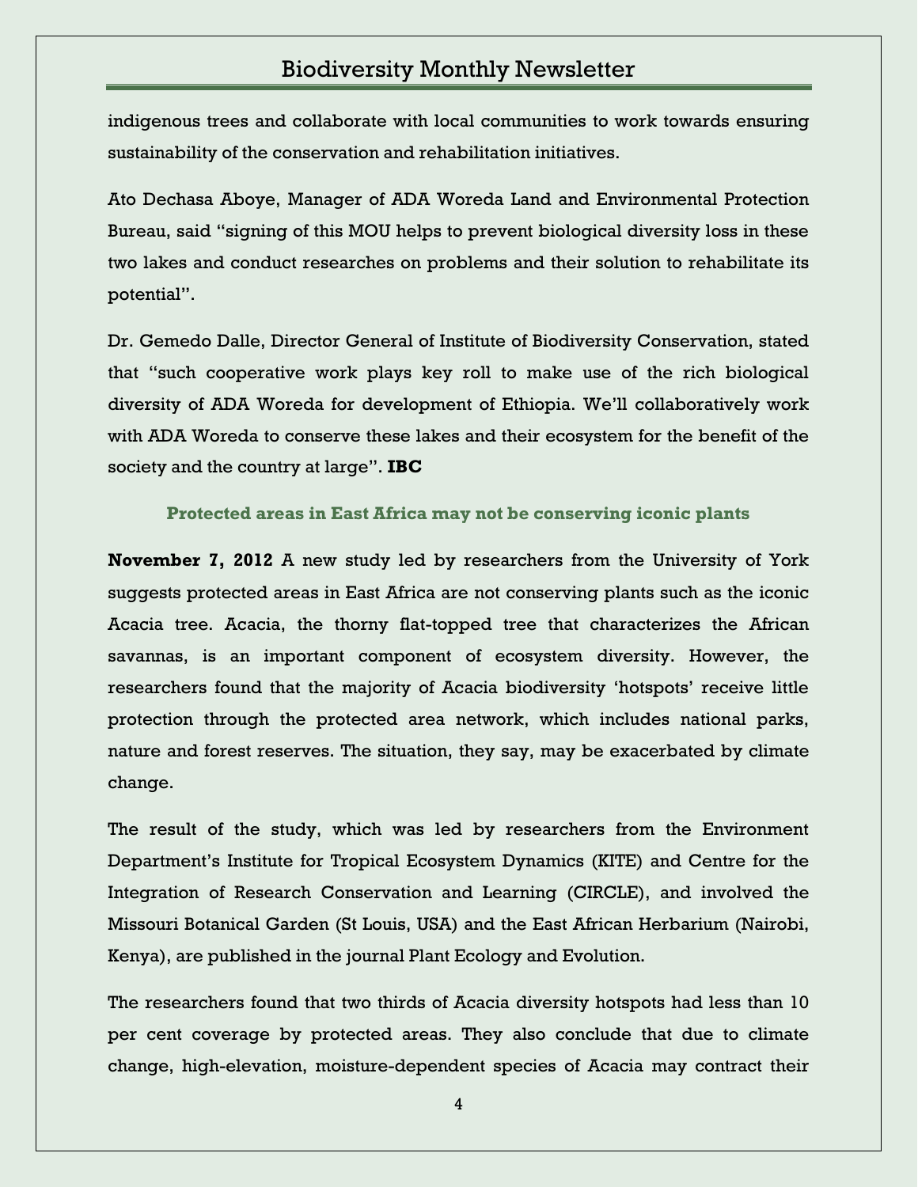indigenous trees and collaborate with local communities to work towards ensuring sustainability of the conservation and rehabilitation initiatives.

Ato Dechasa Aboye, Manager of ADA Woreda Land and Environmental Protection Bureau, said "signing of this MOU helps to prevent biological diversity loss in these two lakes and conduct researches on problems and their solution to rehabilitate its potential".

Dr. Gemedo Dalle, Director General of Institute of Biodiversity Conservation, stated that "such cooperative work plays key roll to make use of the rich biological diversity of ADA Woreda for development of Ethiopia. We'll collaboratively work with ADA Woreda to conserve these lakes and their ecosystem for the benefit of the society and the country at large". **IBC**

### Protected areas in East Africa may not be conserving iconic plants

**November 7, 2012** A new study led by researchers from the University of York suggests protected areas in East Africa are not conserving plants such as the iconic Acacia tree. Acacia, the thorny flat-topped tree that characterizes the African savannas, is an important component of ecosystem diversity. However, the researchers found that the majority of Acacia biodiversity 'hotspots' receive little protection through the protected area network, which includes national parks, nature and forest reserves. The situation, they say, may be exacerbated by climate change.

The result of the study, which was led by researchers from the Environment Department's Institute for Tropical Ecosystem Dynamics (KITE) and Centre for the Integration of Research Conservation and Learning (CIRCLE), and involved the Missouri Botanical Garden (St Louis, USA) and the East African Herbarium (Nairobi, Kenya), are published in the journal Plant Ecology and Evolution.

The researchers found that two thirds of Acacia diversity hotspots had less than 10 per cent coverage by protected areas. They also conclude that due to climate change, high-elevation, moisture-dependent species of Acacia may contract their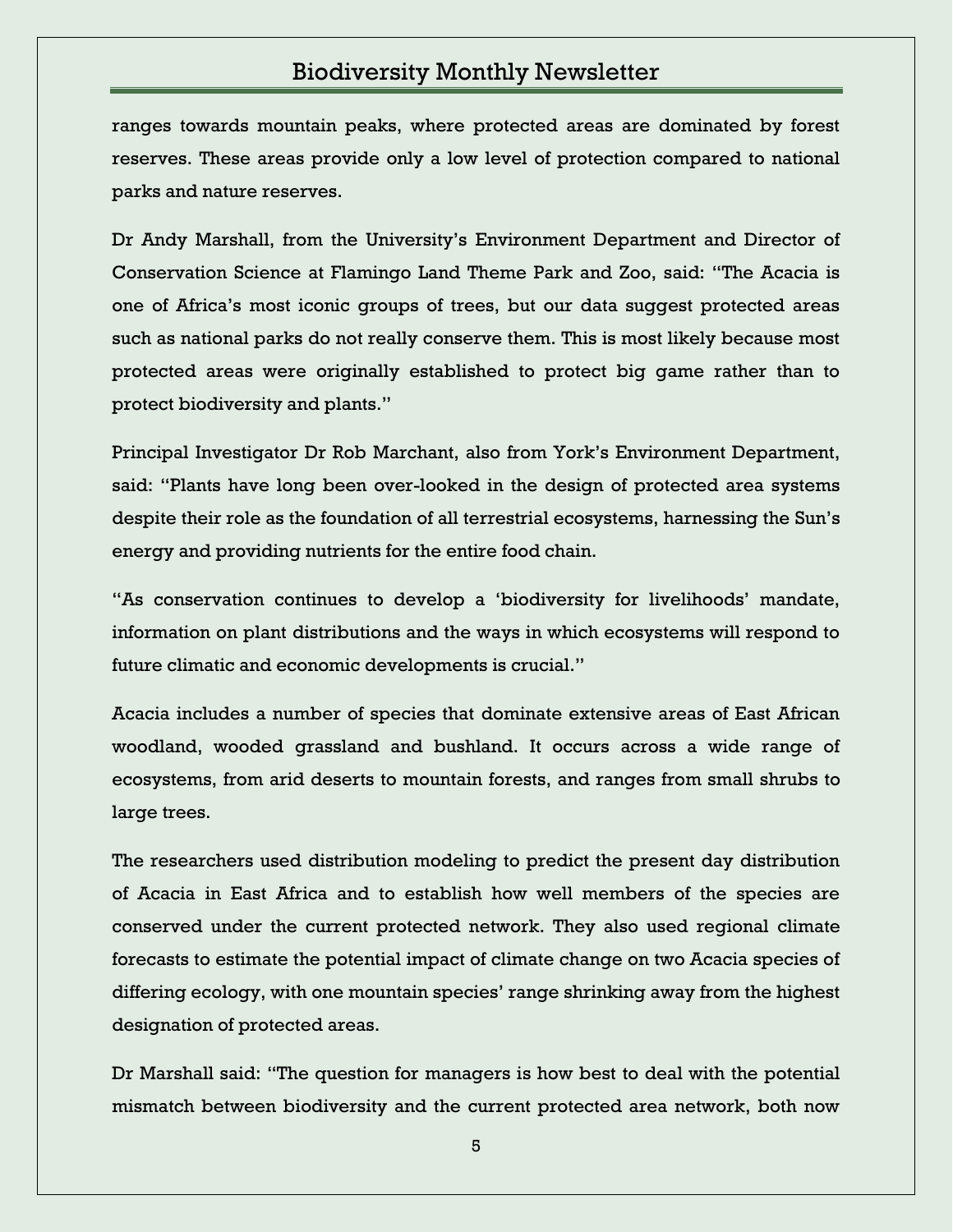ranges towards mountain peaks, where protected areas are dominated by forest reserves. These areas provide only a low level of protection compared to national parks and nature reserves.

Dr Andy Marshall, from the University's Environment Department and Director of Conservation Science at Flamingo Land Theme Park and Zoo, said: "The Acacia is one of Africa's most iconic groups of trees, but our data suggest protected areas such as national parks do not really conserve them. This is most likely because most protected areas were originally established to protect big game rather than to protect biodiversity and plants."

Principal Investigator Dr Rob Marchant, also from York's Environment Department, said: "Plants have long been over-looked in the design of protected area systems despite their role as the foundation of all terrestrial ecosystems, harnessing the Sun's energy and providing nutrients for the entire food chain.

"As conservation continues to develop a 'biodiversity for livelihoods' mandate, information on plant distributions and the ways in which ecosystems will respond to future climatic and economic developments is crucial."

Acacia includes a number of species that dominate extensive areas of East African woodland, wooded grassland and bushland. It occurs across a wide range of ecosystems, from arid deserts to mountain forests, and ranges from small shrubs to large trees.

The researchers used distribution modeling to predict the present day distribution of Acacia in East Africa and to establish how well members of the species are conserved under the current protected network. They also used regional climate forecasts to estimate the potential impact of climate change on two Acacia species of differing ecology, with one mountain species' range shrinking away from the highest designation of protected areas.

Dr Marshall said: "The question for managers is how best to deal with the potential mismatch between biodiversity and the current protected area network, both now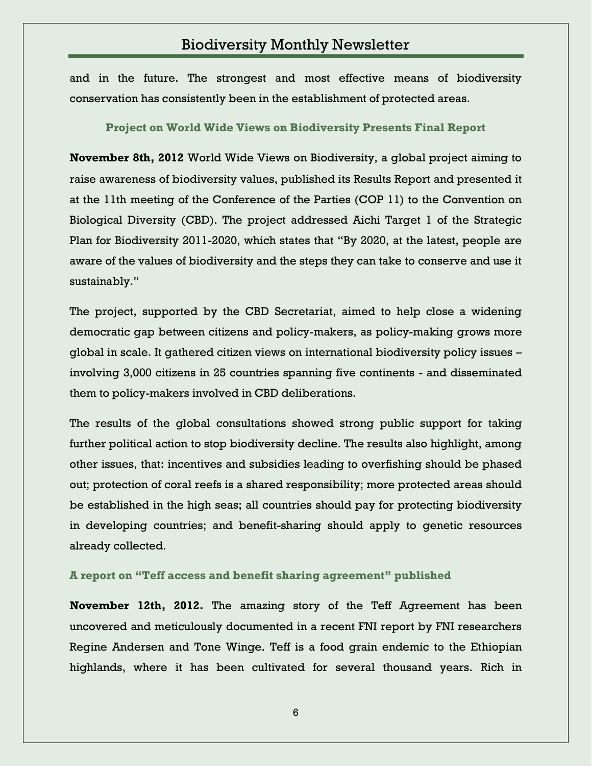and in the future. The strongest and most effective means of biodiversity conservation has consistently been in the establishment of protected areas.

### Project on World Wide Views on Biodiversity Presents Final Report

**November 8th, 2012** World Wide Views on Biodiversity, a global project aiming to raise awareness of biodiversity values, published its Results Report and presented it at the 11th meeting of the Conference of the Parties (COP 11) to the Convention on Biological Diversity (CBD). The project addressed Aichi Target 1 of the Strategic Plan for Biodiversity 2011-2020, which states that "By 2020, at the latest, people are aware of the values of biodiversity and the steps they can take to conserve and use it sustainably."

The project, supported by the CBD Secretariat, aimed to help close a widening democratic gap between citizens and policy-makers, as policy-making grows more global in scale. It gathered citizen views on international biodiversity policy issues – involving 3,000 citizens in 25 countries spanning five continents - and disseminated them to policy-makers involved in CBD deliberations.

The results of the global consultations showed strong public support for taking further political action to stop biodiversity decline. The results also highlight, among other issues, that: incentives and subsidies leading to overfishing should be phased out; protection of coral reefs is a shared responsibility; more protected areas should be established in the high seas; all countries should pay for protecting biodiversity in developing countries; and benefit-sharing should apply to genetic resources already collected.

### A report on "Teff access and benefit sharing agreement" published

**November 12th, 2012.** The amazing story of the Teff Agreement has been uncovered and meticulously documented in a recent FNI report by FNI researchers Regine Andersen and Tone Winge. Teff is a food grain endemic to the Ethiopian highlands, where it has been cultivated for several thousand years. Rich in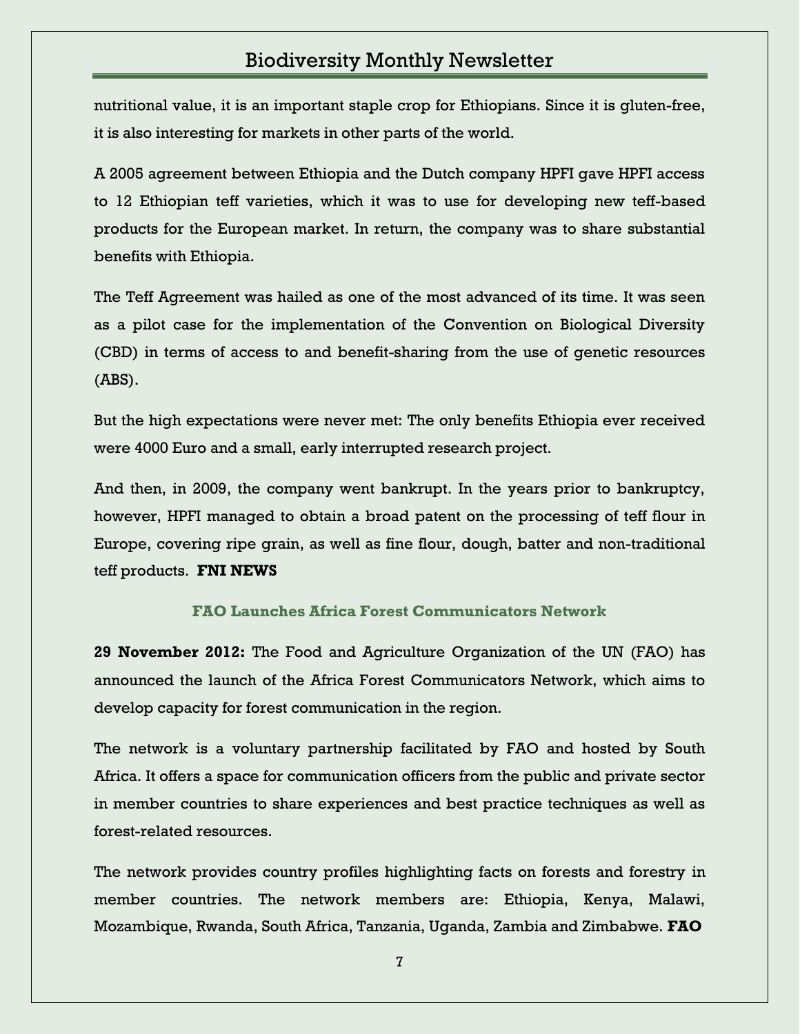nutritional value, it is an important staple crop for Ethiopians. Since it is gluten-free, it is also interesting for markets in other parts of the world.

A 2005 agreement between Ethiopia and the Dutch company HPFI gave HPFI access to 12 Ethiopian teff varieties, which it was to use for developing new teff-based products for the European market. In return, the company was to share substantial benefits with Ethiopia.

The Teff Agreement was hailed as one of the most advanced of its time. It was seen as a pilot case for the implementation of the Convention on Biological Diversity (CBD) in terms of access to and benefit-sharing from the use of genetic resources (ABS).

But the high expectations were never met: The only benefits Ethiopia ever received were 4000 Euro and a small, early interrupted research project.

And then, in 2009, the company went bankrupt. In the years prior to bankruptcy, however, HPFI managed to obtain a broad patent on the processing of teff flour in Europe, covering ripe grain, as well as fine flour, dough, batter and non-traditional teff products. **FNI NEWS**

### FAO Launches Africa Forest Communicators Network

**29 November 2012:** The Food and Agriculture Organization of the UN (FAO) has announced the launch of the Africa Forest Communicators Network, which aims to develop capacity for forest communication in the region.

The network is a voluntary partnership facilitated by FAO and hosted by South Africa. It offers a space for communication officers from the public and private sector in member countries to share experiences and best practice techniques as well as forest-related resources.

The network provides country profiles highlighting facts on forests and forestry in member countries. The network members are: Ethiopia, Kenya, Malawi, Mozambique, Rwanda, South Africa, Tanzania, Uganda, Zambia and Zimbabwe. **FAO**